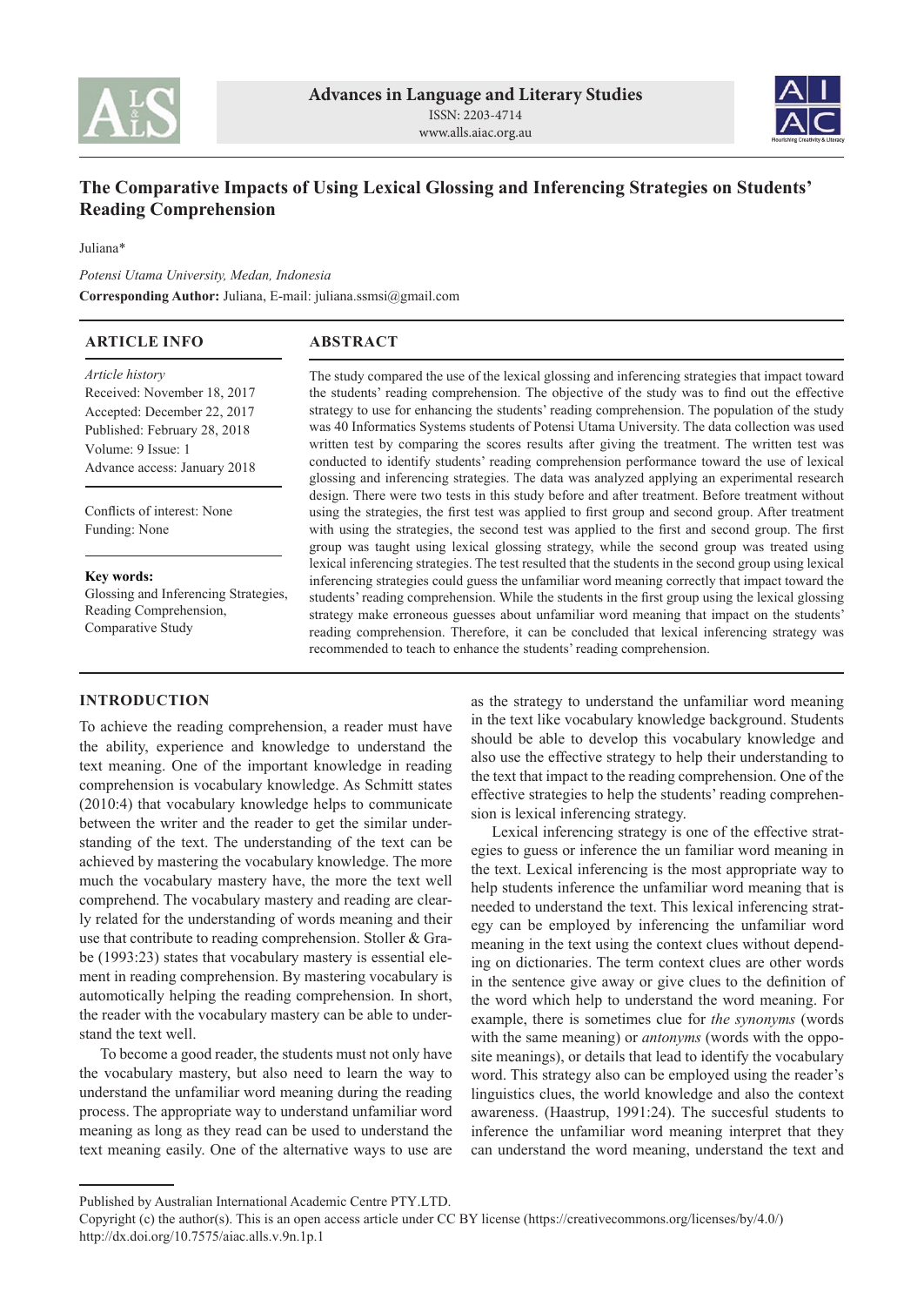Advances in Language and Literary Studies
ISSN: 2203-4714
www.alls.aiac.org.au

# The Comparative Impacts of Using Lexical Glossing and Inferencing Strategies on Students' Reading Comprehension

Juliana*

*Potensi Utama University, Medan, Indonesia*
**Corresponding Author:** Juliana, E-mail: juliana.ssmsi@gmail.com

## ARTICLE INFO

*Article history*
Received: November 18, 2017
Accepted: December 22, 2017
Published: February 28, 2018
Volume: 9 Issue: 1
Advance access: January 2018

Conflicts of interest: None
Funding: None

**Key words:**
Glossing and Inferencing Strategies,
Reading Comprehension,
Comparative Study

## ABSTRACT

The study compared the use of the lexical glossing and inferencing strategies that impact toward the students' reading comprehension. The objective of the study was to find out the effective strategy to use for enhancing the students' reading comprehension. The population of the study was 40 Informatics Systems students of Potensi Utama University. The data collection was used written test by comparing the scores results after giving the treatment. The written test was conducted to identify students' reading comprehension performance toward the use of lexical glossing and inferencing strategies. The data was analyzed applying an experimental research design. There were two tests in this study before and after treatment. Before treatment without using the strategies, the first test was applied to first group and second group. After treatment with using the strategies, the second test was applied to the first and second group. The first group was taught using lexical glossing strategy, while the second group was treated using lexical inferencing strategies. The test resulted that the students in the second group using lexical inferencing strategies could guess the unfamiliar word meaning correctly that impact toward the students' reading comprehension. While the students in the first group using the lexical glossing strategy make erroneous guesses about unfamiliar word meaning that impact on the students' reading comprehension. Therefore, it can be concluded that lexical inferencing strategy was recommended to teach to enhance the students' reading comprehension.

## INTRODUCTION

To achieve the reading comprehension, a reader must have the ability, experience and knowledge to understand the text meaning. One of the important knowledge in reading comprehension is vocabulary knowledge. As Schmitt states (2010:4) that vocabulary knowledge helps to communicate between the writer and the reader to get the similar understanding of the text. The understanding of the text can be achieved by mastering the vocabulary knowledge. The more much the vocabulary mastery have, the more the text well comprehend. The vocabulary mastery and reading are clearly related for the understanding of words meaning and their use that contribute to reading comprehension. Stoller & Grabe (1993:23) states that vocabulary mastery is essential element in reading comprehension. By mastering vocabulary is automotically helping the reading comprehension. In short, the reader with the vocabulary mastery can be able to understand the text well.

To become a good reader, the students must not only have the vocabulary mastery, but also need to learn the way to understand the unfamiliar word meaning during the reading process. The appropriate way to understand unfamiliar word meaning as long as they read can be used to understand the text meaning easily. One of the alternative ways to use are as the strategy to understand the unfamiliar word meaning in the text like vocabulary knowledge background. Students should be able to develop this vocabulary knowledge and also use the effective strategy to help their understanding to the text that impact to the reading comprehension. One of the effective strategies to help the students' reading comprehension is lexical inferencing strategy.

Lexical inferencing strategy is one of the effective strategies to guess or inference the un familiar word meaning in the text. Lexical inferencing is the most appropriate way to help students inference the unfamiliar word meaning that is needed to understand the text. This lexical inferencing strategy can be employed by inferencing the unfamiliar word meaning in the text using the context clues without depending on dictionaries. The term context clues are other words in the sentence give away or give clues to the definition of the word which help to understand the word meaning. For example, there is sometimes clue for *the synonyms* (words with the same meaning) or *antonyms* (words with the opposite meanings), or details that lead to identify the vocabulary word. This strategy also can be employed using the reader's linguistics clues, the world knowledge and also the context awareness. (Haastrup, 1991:24). The succesful students to inference the unfamiliar word meaning interpret that they can understand the word meaning, understand the text and

Published by Australian International Academic Centre PTY.LTD.
Copyright (c) the author(s). This is an open access article under CC BY license (https://creativecommons.org/licenses/by/4.0/)
http://dx.doi.org/10.7575/aiac.alls.v.9n.1p.1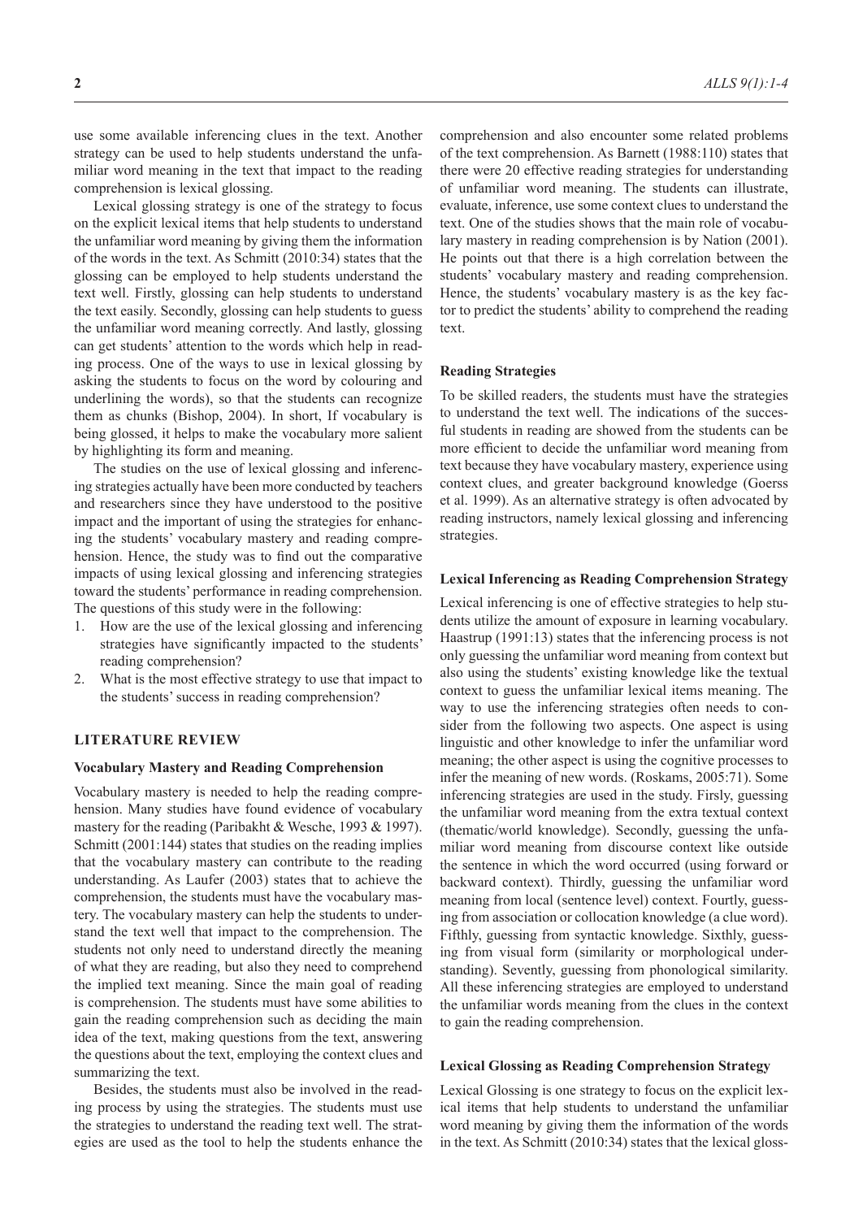use some available inferencing clues in the text. Another strategy can be used to help students understand the unfamiliar word meaning in the text that impact to the reading comprehension is lexical glossing.

Lexical glossing strategy is one of the strategy to focus on the explicit lexical items that help students to understand the unfamiliar word meaning by giving them the information of the words in the text. As Schmitt (2010:34) states that the glossing can be employed to help students understand the text well. Firstly, glossing can help students to understand the text easily. Secondly, glossing can help students to guess the unfamiliar word meaning correctly. And lastly, glossing can get students' attention to the words which help in reading process. One of the ways to use in lexical glossing by asking the students to focus on the word by colouring and underlining the words), so that the students can recognize them as chunks (Bishop, 2004). In short, If vocabulary is being glossed, it helps to make the vocabulary more salient by highlighting its form and meaning.

The studies on the use of lexical glossing and inferencing strategies actually have been more conducted by teachers and researchers since they have understood to the positive impact and the important of using the strategies for enhancing the students' vocabulary mastery and reading comprehension. Hence, the study was to find out the comparative impacts of using lexical glossing and inferencing strategies toward the students' performance in reading comprehension. The questions of this study were in the following:

1. How are the use of the lexical glossing and inferencing strategies have significantly impacted to the students' reading comprehension?
2. What is the most effective strategy to use that impact to the students' success in reading comprehension?

## LITERATURE REVIEW

### Vocabulary Mastery and Reading Comprehension

Vocabulary mastery is needed to help the reading comprehension. Many studies have found evidence of vocabulary mastery for the reading (Paribakht & Wesche, 1993 & 1997). Schmitt (2001:144) states that studies on the reading implies that the vocabulary mastery can contribute to the reading understanding. As Laufer (2003) states that to achieve the comprehension, the students must have the vocabulary mastery. The vocabulary mastery can help the students to understand the text well that impact to the comprehension. The students not only need to understand directly the meaning of what they are reading, but also they need to comprehend the implied text meaning. Since the main goal of reading is comprehension. The students must have some abilities to gain the reading comprehension such as deciding the main idea of the text, making questions from the text, answering the questions about the text, employing the context clues and summarizing the text.

Besides, the students must also be involved in the reading process by using the strategies. The students must use the strategies to understand the reading text well. The strategies are used as the tool to help the students enhance the comprehension and also encounter some related problems of the text comprehension. As Barnett (1988:110) states that there were 20 effective reading strategies for understanding of unfamiliar word meaning. The students can illustrate, evaluate, inference, use some context clues to understand the text. One of the studies shows that the main role of vocabulary mastery in reading comprehension is by Nation (2001). He points out that there is a high correlation between the students' vocabulary mastery and reading comprehension. Hence, the students' vocabulary mastery is as the key factor to predict the students' ability to comprehend the reading text.

### Reading Strategies

To be skilled readers, the students must have the strategies to understand the text well. The indications of the successful students in reading are showed from the students can be more efficient to decide the unfamiliar word meaning from text because they have vocabulary mastery, experience using context clues, and greater background knowledge (Goerss et al. 1999). As an alternative strategy is often advocated by reading instructors, namely lexical glossing and inferencing strategies.

### Lexical Inferencing as Reading Comprehension Strategy

Lexical inferencing is one of effective strategies to help students utilize the amount of exposure in learning vocabulary. Haastrup (1991:13) states that the inferencing process is not only guessing the unfamiliar word meaning from context but also using the students' existing knowledge like the textual context to guess the unfamiliar lexical items meaning. The way to use the inferencing strategies often needs to consider from the following two aspects. One aspect is using linguistic and other knowledge to infer the unfamiliar word meaning; the other aspect is using the cognitive processes to infer the meaning of new words. (Roskams, 2005:71). Some inferencing strategies are used in the study. Firsly, guessing the unfamiliar word meaning from the extra textual context (thematic/world knowledge). Secondly, guessing the unfamiliar word meaning from discourse context like outside the sentence in which the word occurred (using forward or backward context). Thirdly, guessing the unfamiliar word meaning from local (sentence level) context. Fourtly, guessing from association or collocation knowledge (a clue word). Fifthly, guessing from syntactic knowledge. Sixthly, guessing from visual form (similarity or morphological understanding). Sevently, guessing from phonological similarity. All these inferencing strategies are employed to understand the unfamiliar words meaning from the clues in the context to gain the reading comprehension.

### Lexical Glossing as Reading Comprehension Strategy

Lexical Glossing is one strategy to focus on the explicit lexical items that help students to understand the unfamiliar word meaning by giving them the information of the words in the text. As Schmitt (2010:34) states that the lexical gloss-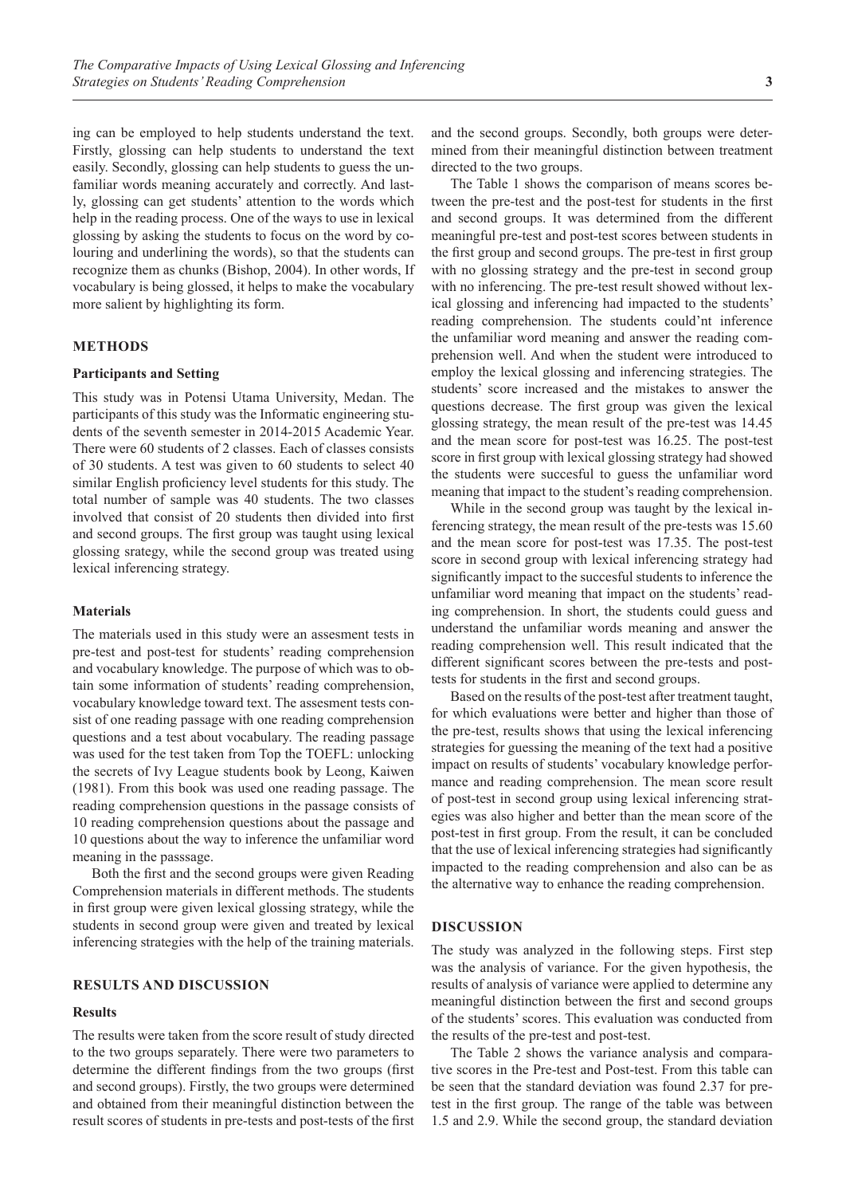ing can be employed to help students understand the text. Firstly, glossing can help students to understand the text easily. Secondly, glossing can help students to guess the unfamiliar words meaning accurately and correctly. And lastly, glossing can get students' attention to the words which help in the reading process. One of the ways to use in lexical glossing by asking the students to focus on the word by colouring and underlining the words), so that the students can recognize them as chunks (Bishop, 2004). In other words, If vocabulary is being glossed, it helps to make the vocabulary more salient by highlighting its form.

## METHODS

### Participants and Setting

This study was in Potensi Utama University, Medan. The participants of this study was the Informatic engineering students of the seventh semester in 2014-2015 Academic Year. There were 60 students of 2 classes. Each of classes consists of 30 students. A test was given to 60 students to select 40 similar English proficiency level students for this study. The total number of sample was 40 students. The two classes involved that consist of 20 students then divided into first and second groups. The first group was taught using lexical glossing srategy, while the second group was treated using lexical inferencing strategy.

### Materials

The materials used in this study were an assesment tests in pre-test and post-test for students' reading comprehension and vocabulary knowledge. The purpose of which was to obtain some information of students' reading comprehension, vocabulary knowledge toward text. The assesment tests consist of one reading passage with one reading comprehension questions and a test about vocabulary. The reading passage was used for the test taken from Top the TOEFL: unlocking the secrets of Ivy League students book by Leong, Kaiwen (1981). From this book was used one reading passage. The reading comprehension questions in the passage consists of 10 reading comprehension questions about the passage and 10 questions about the way to inference the unfamiliar word meaning in the passsage.

Both the first and the second groups were given Reading Comprehension materials in different methods. The students in first group were given lexical glossing strategy, while the students in second group were given and treated by lexical inferencing strategies with the help of the training materials.

## RESULTS AND DISCUSSION

### Results

The results were taken from the score result of study directed to the two groups separately. There were two parameters to determine the different findings from the two groups (first and second groups). Firstly, the two groups were determined and obtained from their meaningful distinction between the result scores of students in pre-tests and post-tests of the first and the second groups. Secondly, both groups were determined from their meaningful distinction between treatment directed to the two groups.

The Table 1 shows the comparison of means scores between the pre-test and the post-test for students in the first and second groups. It was determined from the different meaningful pre-test and post-test scores between students in the first group and second groups. The pre-test in first group with no glossing strategy and the pre-test in second group with no inferencing. The pre-test result showed without lexical glossing and inferencing had impacted to the students' reading comprehension. The students could'nt inference the unfamiliar word meaning and answer the reading comprehension well. And when the student were introduced to employ the lexical glossing and inferencing strategies. The students' score increased and the mistakes to answer the questions decrease. The first group was given the lexical glossing strategy, the mean result of the pre-test was 14.45 and the mean score for post-test was 16.25. The post-test score in first group with lexical glossing strategy had showed the students were succesful to guess the unfamiliar word meaning that impact to the student's reading comprehension.

While in the second group was taught by the lexical inferencing strategy, the mean result of the pre-tests was 15.60 and the mean score for post-test was 17.35. The post-test score in second group with lexical inferencing strategy had significantly impact to the succesful students to inference the unfamiliar word meaning that impact on the students' reading comprehension. In short, the students could guess and understand the unfamiliar words meaning and answer the reading comprehension well. This result indicated that the different significant scores between the pre-tests and post-tests for students in the first and second groups.

Based on the results of the post-test after treatment taught, for which evaluations were better and higher than those of the pre-test, results shows that using the lexical inferencing strategies for guessing the meaning of the text had a positive impact on results of students' vocabulary knowledge performance and reading comprehension. The mean score result of post-test in second group using lexical inferencing strategies was also higher and better than the mean score of the post-test in first group. From the result, it can be concluded that the use of lexical inferencing strategies had significantly impacted to the reading comprehension and also can be as the alternative way to enhance the reading comprehension.

## DISCUSSION

The study was analyzed in the following steps. First step was the analysis of variance. For the given hypothesis, the results of analysis of variance were applied to determine any meaningful distinction between the first and second groups of the students' scores. This evaluation was conducted from the results of the pre-test and post-test.

The Table 2 shows the variance analysis and comparative scores in the Pre-test and Post-test. From this table can be seen that the standard deviation was found 2.37 for pre-test in the first group. The range of the table was between 1.5 and 2.9. While the second group, the standard deviation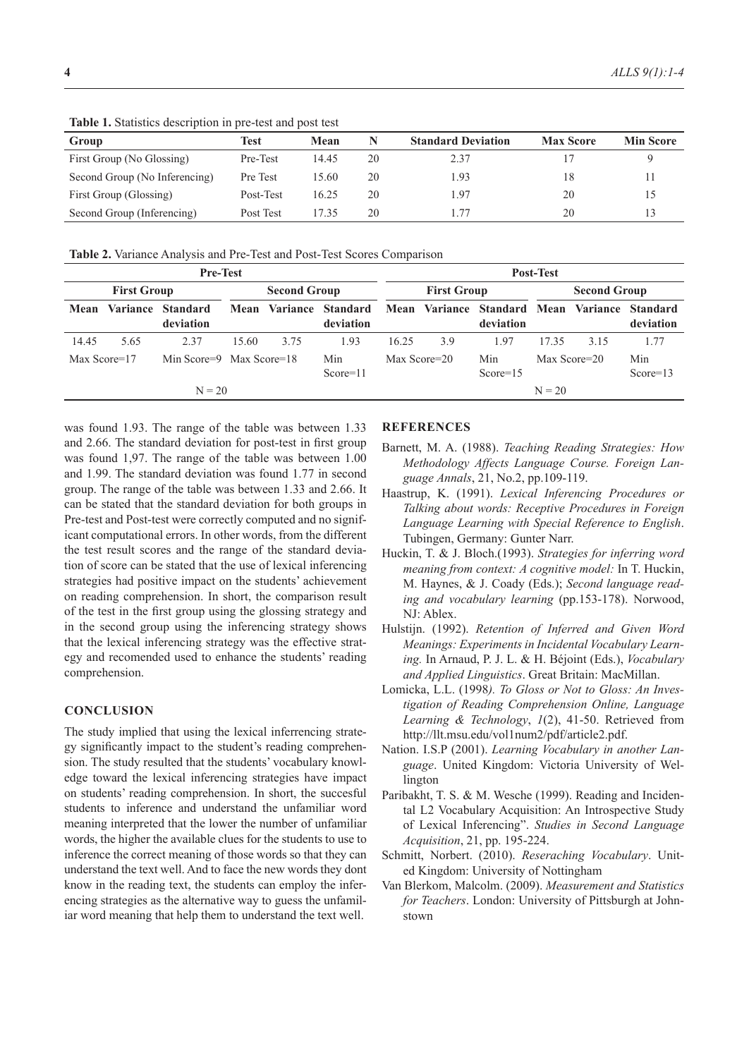**Table 1.** Statistics description in pre-test and post test

| Group | Test | Mean | N | Standard Deviation | Max Score | Min Score |
|---|---|---|---|---|---|---|
| First Group (No Glossing) | Pre-Test | 14.45 | 20 | 2.37 | 17 | 9 |
| Second Group (No Inferencing) | Pre Test | 15.60 | 20 | 1.93 | 18 | 11 |
| First Group (Glossing) | Post-Test | 16.25 | 20 | 1.97 | 20 | 15 |
| Second Group (Inferencing) | Post Test | 17.35 | 20 | 1.77 | 20 | 13 |

**Table 2.** Variance Analysis and Pre-Test and Post-Test Scores Comparison

| Pre-Test | | | | | | Post-Test | | | | | |
|---|---|---|---|---|---|---|---|---|---|---|---|
| First Group | | | Second Group | | | First Group | | | Second Group | | |
| Mean | Variance | Standard deviation | Mean | Variance | Standard deviation | Mean | Variance | Standard deviation | Mean | Variance | Standard deviation |
| 14.45 | 5.65 | 2.37 | 15.60 | 3.75 | 1.93 | 16.25 | 3.9 | 1.97 | 17.35 | 3.15 | 1.77 |
| Max Score=17 | | Min Score=9 | Max Score=18 | | Min Score=11 | Max Score=20 | | Min Score=15 | Max Score=20 | | Min Score=13 |
| N = 20 | | | | | | N = 20 | | | | | |

was found 1.93. The range of the table was between 1.33 and 2.66. The standard deviation for post-test in first group was found 1,97. The range of the table was between 1.00 and 1.99. The standard deviation was found 1.77 in second group. The range of the table was between 1.33 and 2.66. It can be stated that the standard deviation for both groups in Pre-test and Post-test were correctly computed and no significant computational errors. In other words, from the different the test result scores and the range of the standard deviation of score can be stated that the use of lexical inferencing strategies had positive impact on the students' achievement on reading comprehension. In short, the comparison result of the test in the first group using the glossing strategy and in the second group using the inferencing strategy shows that the lexical inferencing strategy was the effective strategy and recomended used to enhance the students' reading comprehension.

## CONCLUSION

The study implied that using the lexical inferrencing strategy significantly impact to the student's reading comprehension. The study resulted that the students' vocabulary knowledge toward the lexical inferencing strategies have impact on students' reading comprehension. In short, the succesful students to inference and understand the unfamiliar word meaning interpreted that the lower the number of unfamiliar words, the higher the available clues for the students to use to inference the correct meaning of those words so that they can understand the text well. And to face the new words they dont know in the reading text, the students can employ the inferencing strategies as the alternative way to guess the unfamiliar word meaning that help them to understand the text well.

## REFERENCES

Barnett, M. A. (1988). *Teaching Reading Strategies: How Methodology Affects Language Course. Foreign Language Annals*, 21, No.2, pp.109-119.

Haastrup, K. (1991). *Lexical Inferencing Procedures or Talking about words: Receptive Procedures in Foreign Language Learning with Special Reference to English*. Tubingen, Germany: Gunter Narr.

Huckin, T. & J. Bloch.(1993). *Strategies for inferring word meaning from context: A cognitive model:* In T. Huckin, M. Haynes, & J. Coady (Eds.); *Second language reading and vocabulary learning* (pp.153-178). Norwood, NJ: Ablex.

Hulstijn. (1992). *Retention of Inferred and Given Word Meanings: Experiments in Incidental Vocabulary Learning.* In Arnaud, P. J. L. & H. Béjoint (Eds.), *Vocabulary and Applied Linguistics*. Great Britain: MacMillan.

Lomicka, L.L. (1998*). To Gloss or Not to Gloss: An Investigation of Reading Comprehension Online, Language Learning & Technology*, *1*(2), 41-50. Retrieved from http://llt.msu.edu/vol1num2/pdf/article2.pdf.

Nation. I.S.P (2001). *Learning Vocabulary in another Language*. United Kingdom: Victoria University of Wellington

Paribakht, T. S. & M. Wesche (1999). Reading and Incidental L2 Vocabulary Acquisition: An Introspective Study of Lexical Inferencing". *Studies in Second Language Acquisition*, 21, pp. 195-224.

Schmitt, Norbert. (2010). *Reseraching Vocabulary*. United Kingdom: University of Nottingham

Van Blerkom, Malcolm. (2009). *Measurement and Statistics for Teachers*. London: University of Pittsburgh at Johnstown